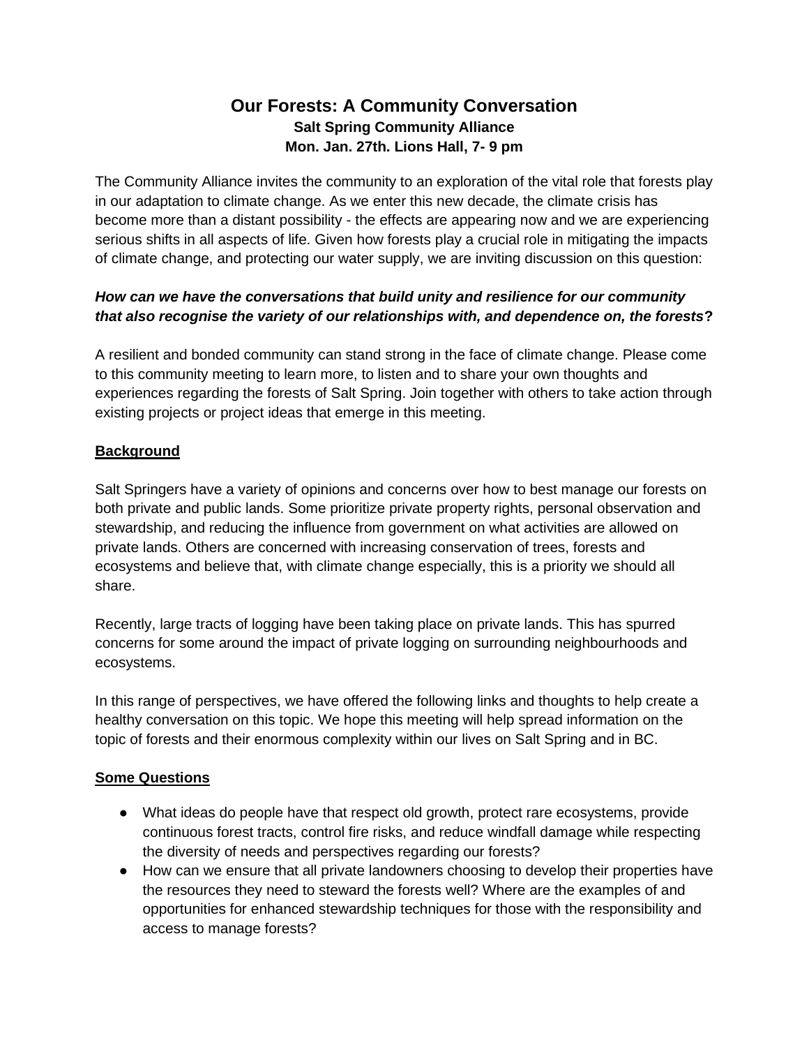# Our Forests: A Community Conversation

**Salt Spring Community Alliance**

**Mon. Jan. 27th. Lions Hall, 7- 9 pm**

The Community Alliance invites the community to an exploration of the vital role that forests play in our adaptation to climate change. As we enter this new decade, the climate crisis has become more than a distant possibility - the effects are appearing now and we are experiencing serious shifts in all aspects of life. Given how forests play a crucial role in mitigating the impacts of climate change, and protecting our water supply, we are inviting discussion on this question:

***How can we have the conversations that build unity and resilience for our community that also recognise the variety of our relationships with, and dependence on, the forests?***

A resilient and bonded community can stand strong in the face of climate change. Please come to this community meeting to learn more, to listen and to share your own thoughts and experiences regarding the forests of Salt Spring. Join together with others to take action through existing projects or project ideas that emerge in this meeting.

## Background

Salt Springers have a variety of opinions and concerns over how to best manage our forests on both private and public lands. Some prioritize private property rights, personal observation and stewardship, and reducing the influence from government on what activities are allowed on private lands. Others are concerned with increasing conservation of trees, forests and ecosystems and believe that, with climate change especially, this is a priority we should all share.

Recently, large tracts of logging have been taking place on private lands. This has spurred concerns for some around the impact of private logging on surrounding neighbourhoods and ecosystems.

In this range of perspectives, we have offered the following links and thoughts to help create a healthy conversation on this topic. We hope this meeting will help spread information on the topic of forests and their enormous complexity within our lives on Salt Spring and in BC.

## Some Questions

- What ideas do people have that respect old growth, protect rare ecosystems, provide continuous forest tracts, control fire risks, and reduce windfall damage while respecting the diversity of needs and perspectives regarding our forests?
- How can we ensure that all private landowners choosing to develop their properties have the resources they need to steward the forests well? Where are the examples of and opportunities for enhanced stewardship techniques for those with the responsibility and access to manage forests?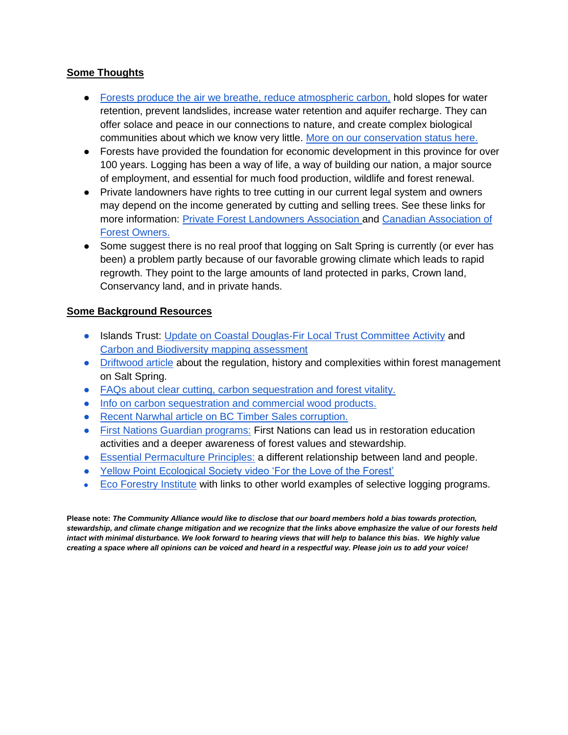## Some Thoughts

- Forests produce the air we breathe, reduce atmospheric carbon, hold slopes for water retention, prevent landslides, increase water retention and aquifer recharge. They can offer solace and peace in our connections to nature, and create complex biological communities about which we know very little. More on our conservation status here.
- Forests have provided the foundation for economic development in this province for over 100 years. Logging has been a way of life, a way of building our nation, a major source of employment, and essential for much food production, wildlife and forest renewal.
- Private landowners have rights to tree cutting in our current legal system and owners may depend on the income generated by cutting and selling trees. See these links for more information: Private Forest Landowners Association and Canadian Association of Forest Owners.
- Some suggest there is no real proof that logging on Salt Spring is currently (or ever has been) a problem partly because of our favorable growing climate which leads to rapid regrowth. They point to the large amounts of land protected in parks, Crown land, Conservancy land, and in private hands.

## Some Background Resources

- Islands Trust: Update on Coastal Douglas-Fir Local Trust Committee Activity and Carbon and Biodiversity mapping assessment
- Driftwood article about the regulation, history and complexities within forest management on Salt Spring.
- FAQs about clear cutting, carbon sequestration and forest vitality.
- Info on carbon sequestration and commercial wood products.
- Recent Narwhal article on BC Timber Sales corruption.
- First Nations Guardian programs: First Nations can lead us in restoration education activities and a deeper awareness of forest values and stewardship.
- Essential Permaculture Principles: a different relationship between land and people.
- Yellow Point Ecological Society video 'For the Love of the Forest'
- Eco Forestry Institute with links to other world examples of selective logging programs.

**Please note:** ***The Community Alliance would like to disclose that our board members hold a bias towards protection, stewardship, and climate change mitigation and we recognize that the links above emphasize the value of our forests held intact with minimal disturbance. We look forward to hearing views that will help to balance this bias. We highly value creating a space where all opinions can be voiced and heard in a respectful way. Please join us to add your voice!***